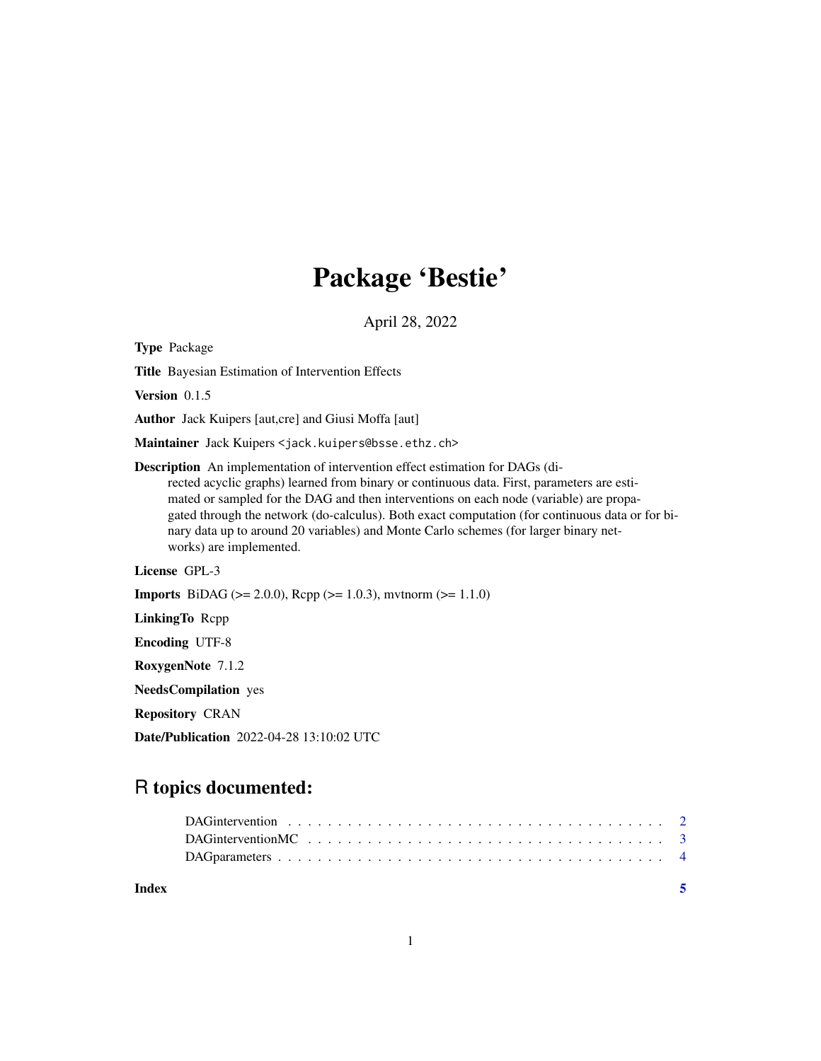# Package 'Bestie'

April 28, 2022

**Type** Package

**Title** Bayesian Estimation of Intervention Effects

**Version** 0.1.5

**Author** Jack Kuipers [aut,cre] and Giusi Moffa [aut]

**Maintainer** Jack Kuipers <jack.kuipers@bsse.ethz.ch>

**Description** An implementation of intervention effect estimation for DAGs (directed acyclic graphs) learned from binary or continuous data. First, parameters are estimated or sampled for the DAG and then interventions on each node (variable) are propagated through the network (do-calculus). Both exact computation (for continuous data or for binary data up to around 20 variables) and Monte Carlo schemes (for larger binary networks) are implemented.

**License** GPL-3

**Imports** BiDAG (>= 2.0.0), Rcpp (>= 1.0.3), mvtnorm (>= 1.1.0)

**LinkingTo** Rcpp

**Encoding** UTF-8

**RoxygenNote** 7.1.2

**NeedsCompilation** yes

**Repository** CRAN

**Date/Publication** 2022-04-28 13:10:02 UTC

## R topics documented:

| | |
|---|---|
| DAGintervention | 2 |
| DAGinterventionMC | 3 |
| DAGparameters | 4 |
| **Index** | **5** |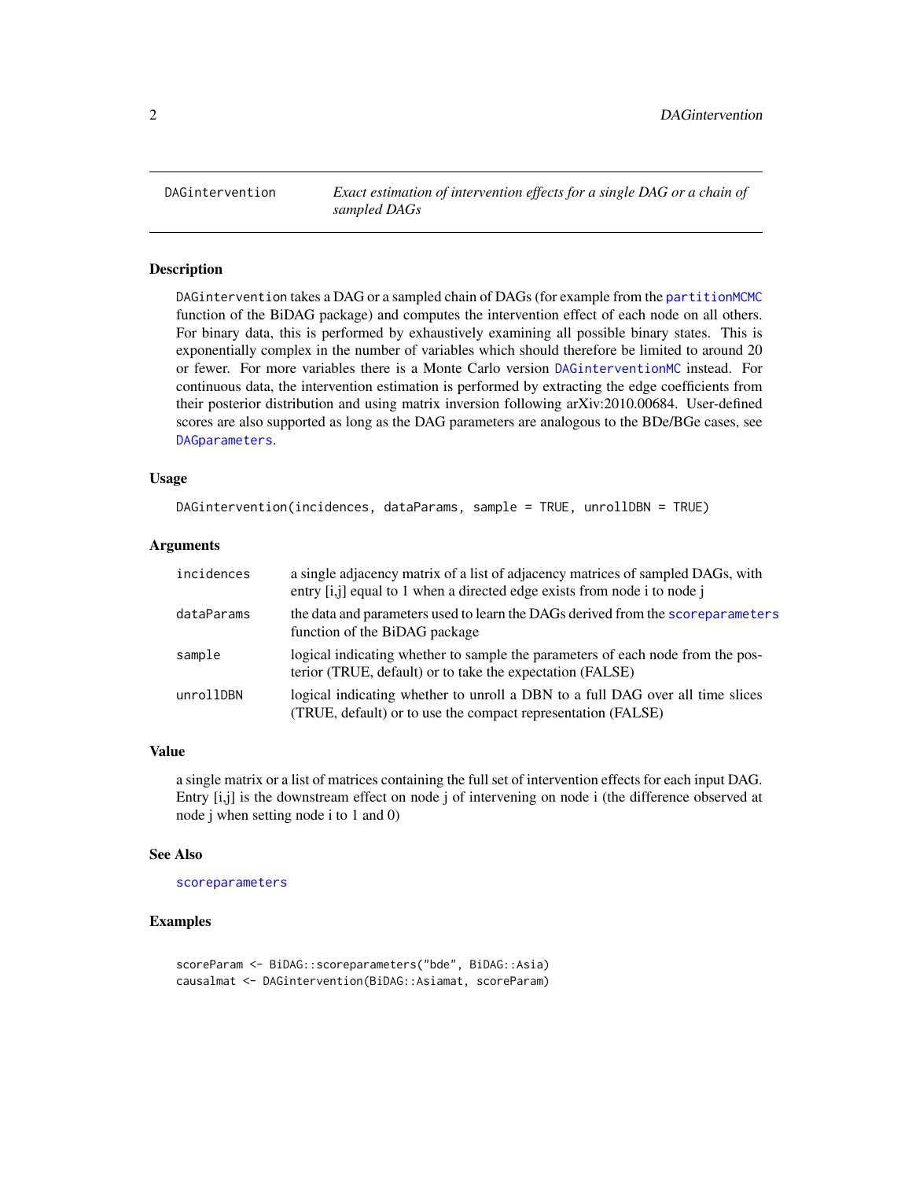## DAGintervention — *Exact estimation of intervention effects for a single DAG or a chain of sampled DAGs*

### Description

`DAGintervention` takes a DAG or a sampled chain of DAGs (for example from the `partitionMCMC` function of the BiDAG package) and computes the intervention effect of each node on all others. For binary data, this is performed by exhaustively examining all possible binary states. This is exponentially complex in the number of variables which should therefore be limited to around 20 or fewer. For more variables there is a Monte Carlo version `DAGinterventionMC` instead. For continuous data, the intervention estimation is performed by extracting the edge coefficients from their posterior distribution and using matrix inversion following arXiv:2010.00684. User-defined scores are also supported as long as the DAG parameters are analogous to the BDe/BGe cases, see `DAGparameters`.

### Usage

```
DAGintervention(incidences, dataParams, sample = TRUE, unrollDBN = TRUE)
```

### Arguments

| | |
|---|---|
| `incidences` | a single adjacency matrix of a list of adjacency matrices of sampled DAGs, with entry [i,j] equal to 1 when a directed edge exists from node i to node j |
| `dataParams` | the data and parameters used to learn the DAGs derived from the `scoreparameters` function of the BiDAG package |
| `sample` | logical indicating whether to sample the parameters of each node from the posterior (TRUE, default) or to take the expectation (FALSE) |
| `unrollDBN` | logical indicating whether to unroll a DBN to a full DAG over all time slices (TRUE, default) or to use the compact representation (FALSE) |

### Value

a single matrix or a list of matrices containing the full set of intervention effects for each input DAG. Entry [i,j] is the downstream effect on node j of intervening on node i (the difference observed at node j when setting node i to 1 and 0)

### See Also

`scoreparameters`

### Examples

```
scoreParam <- BiDAG::scoreparameters("bde", BiDAG::Asia)
causalmat <- DAGintervention(BiDAG::Asiamat, scoreParam)
```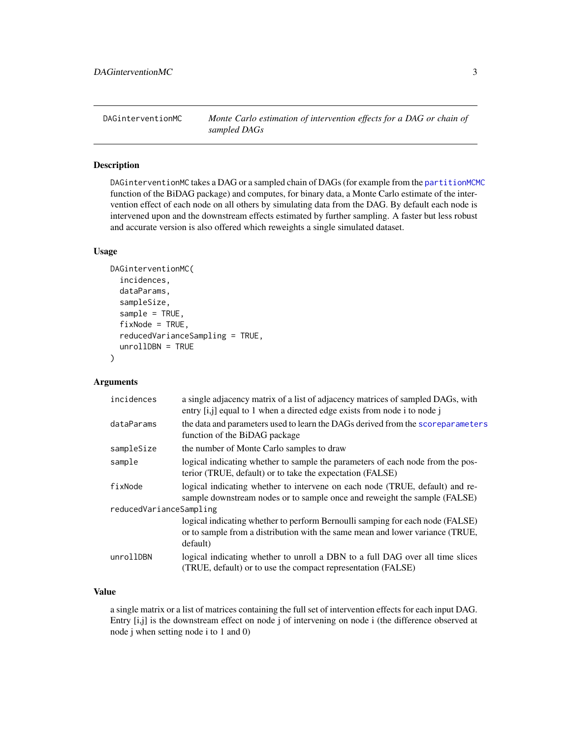## DAGinterventionMC — *Monte Carlo estimation of intervention effects for a DAG or chain of sampled DAGs*

### Description

DAGinterventionMC takes a DAG or a sampled chain of DAGs (for example from the partitionMCMC function of the BiDAG package) and computes, for binary data, a Monte Carlo estimate of the intervention effect of each node on all others by simulating data from the DAG. By default each node is intervened upon and the downstream effects estimated by further sampling. A faster but less robust and accurate version is also offered which reweights a single simulated dataset.

### Usage

```
DAGinterventionMC(
  incidences,
  dataParams,
  sampleSize,
  sample = TRUE,
  fixNode = TRUE,
  reducedVarianceSampling = TRUE,
  unrollDBN = TRUE
)
```

### Arguments

| | |
|---|---|
| incidences | a single adjacency matrix of a list of adjacency matrices of sampled DAGs, with entry [i,j] equal to 1 when a directed edge exists from node i to node j |
| dataParams | the data and parameters used to learn the DAGs derived from the scoreparameters function of the BiDAG package |
| sampleSize | the number of Monte Carlo samples to draw |
| sample | logical indicating whether to sample the parameters of each node from the posterior (TRUE, default) or to take the expectation (FALSE) |
| fixNode | logical indicating whether to intervene on each node (TRUE, default) and resample downstream nodes or to sample once and reweight the sample (FALSE) |
| reducedVarianceSampling | logical indicating whether to perform Bernoulli samping for each node (FALSE) or to sample from a distribution with the same mean and lower variance (TRUE, default) |
| unrollDBN | logical indicating whether to unroll a DBN to a full DAG over all time slices (TRUE, default) or to use the compact representation (FALSE) |

### Value

a single matrix or a list of matrices containing the full set of intervention effects for each input DAG. Entry [i,j] is the downstream effect on node j of intervening on node i (the difference observed at node j when setting node i to 1 and 0)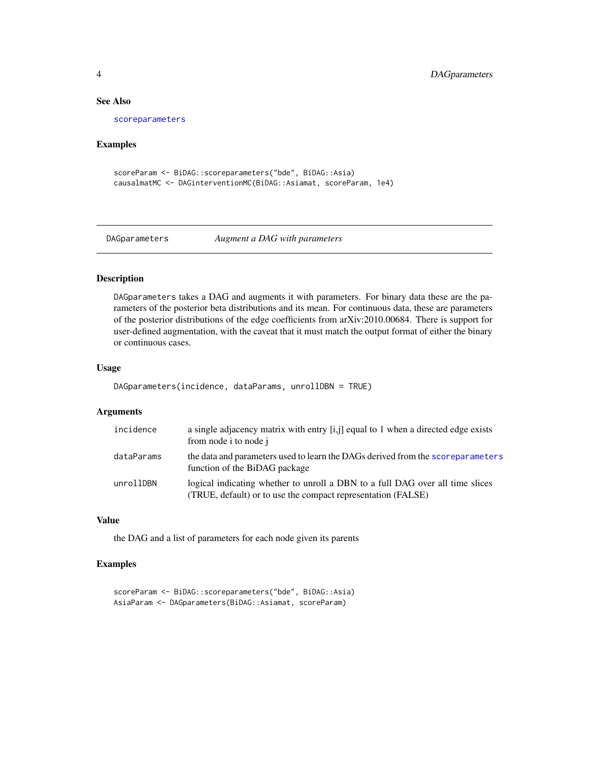### See Also

`scoreparameters`

### Examples

```
scoreParam <- BiDAG::scoreparameters("bde", BiDAG::Asia)
causalmatMC <- DAGinterventionMC(BiDAG::Asiamat, scoreParam, 1e4)
```

---

## DAGparameters — *Augment a DAG with parameters*

---

### Description

`DAGparameters` takes a DAG and augments it with parameters. For binary data these are the parameters of the posterior beta distributions and its mean. For continuous data, these are parameters of the posterior distributions of the edge coefficients from arXiv:2010.00684. There is support for user-defined augmentation, with the caveat that it must match the output format of either the binary or continuous cases.

### Usage

```
DAGparameters(incidence, dataParams, unrollDBN = TRUE)
```

### Arguments

| | |
|---|---|
| `incidence` | a single adjacency matrix with entry [i,j] equal to 1 when a directed edge exists from node i to node j |
| `dataParams` | the data and parameters used to learn the DAGs derived from the `scoreparameters` function of the BiDAG package |
| `unrollDBN` | logical indicating whether to unroll a DBN to a full DAG over all time slices (TRUE, default) or to use the compact representation (FALSE) |

### Value

the DAG and a list of parameters for each node given its parents

### Examples

```
scoreParam <- BiDAG::scoreparameters("bde", BiDAG::Asia)
AsiaParam <- DAGparameters(BiDAG::Asiamat, scoreParam)
```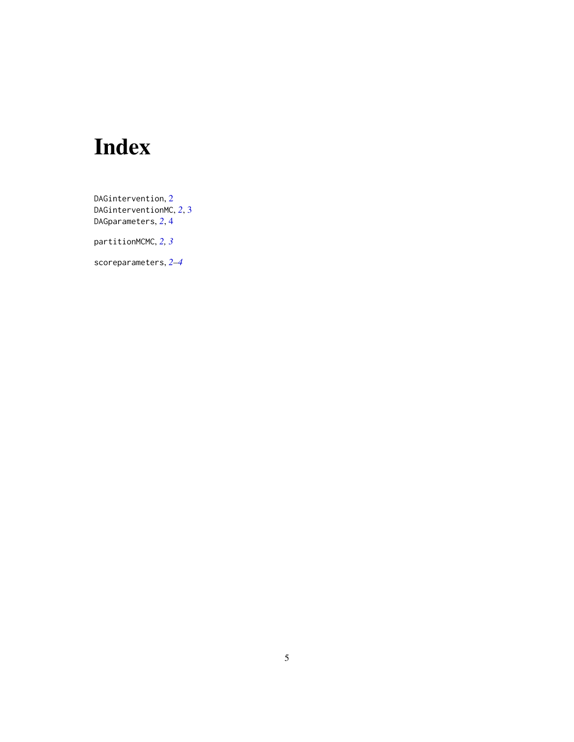# Index

DAGintervention, 2
DAGinterventionMC, *2*, 3
DAGparameters, *2*, 4

partitionMCMC, *2, 3*

scoreparameters, *2–4*